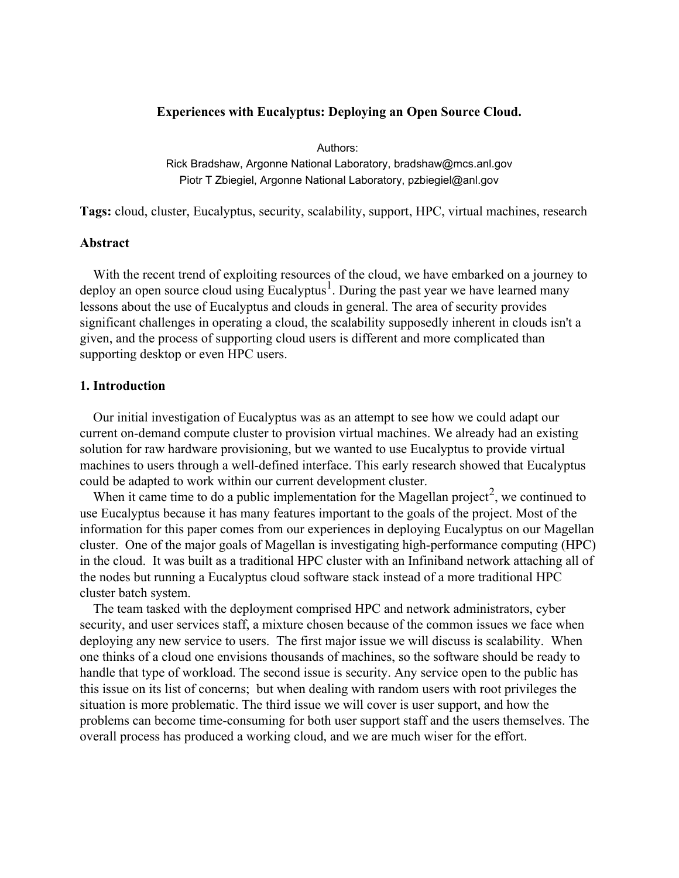# Experiences with Eucalyptus: Deploying an Open Source Cloud.

Authors:
Rick Bradshaw, Argonne National Laboratory, bradshaw@mcs.anl.gov
Piotr T Zbiegiel, Argonne National Laboratory, pzbiegiel@anl.gov

**Tags:** cloud, cluster, Eucalyptus, security, scalability, support, HPC, virtual machines, research

## Abstract

With the recent trend of exploiting resources of the cloud, we have embarked on a journey to deploy an open source cloud using Eucalyptus[1]. During the past year we have learned many lessons about the use of Eucalyptus and clouds in general. The area of security provides significant challenges in operating a cloud, the scalability supposedly inherent in clouds isn't a given, and the process of supporting cloud users is different and more complicated than supporting desktop or even HPC users.

## 1. Introduction

Our initial investigation of Eucalyptus was as an attempt to see how we could adapt our current on-demand compute cluster to provision virtual machines. We already had an existing solution for raw hardware provisioning, but we wanted to use Eucalyptus to provide virtual machines to users through a well-defined interface. This early research showed that Eucalyptus could be adapted to work within our current development cluster.

When it came time to do a public implementation for the Magellan project[2], we continued to use Eucalyptus because it has many features important to the goals of the project. Most of the information for this paper comes from our experiences in deploying Eucalyptus on our Magellan cluster. One of the major goals of Magellan is investigating high-performance computing (HPC) in the cloud. It was built as a traditional HPC cluster with an Infiniband network attaching all of the nodes but running a Eucalyptus cloud software stack instead of a more traditional HPC cluster batch system.

The team tasked with the deployment comprised HPC and network administrators, cyber security, and user services staff, a mixture chosen because of the common issues we face when deploying any new service to users. The first major issue we will discuss is scalability. When one thinks of a cloud one envisions thousands of machines, so the software should be ready to handle that type of workload. The second issue is security. Any service open to the public has this issue on its list of concerns; but when dealing with random users with root privileges the situation is more problematic. The third issue we will cover is user support, and how the problems can become time-consuming for both user support staff and the users themselves. The overall process has produced a working cloud, and we are much wiser for the effort.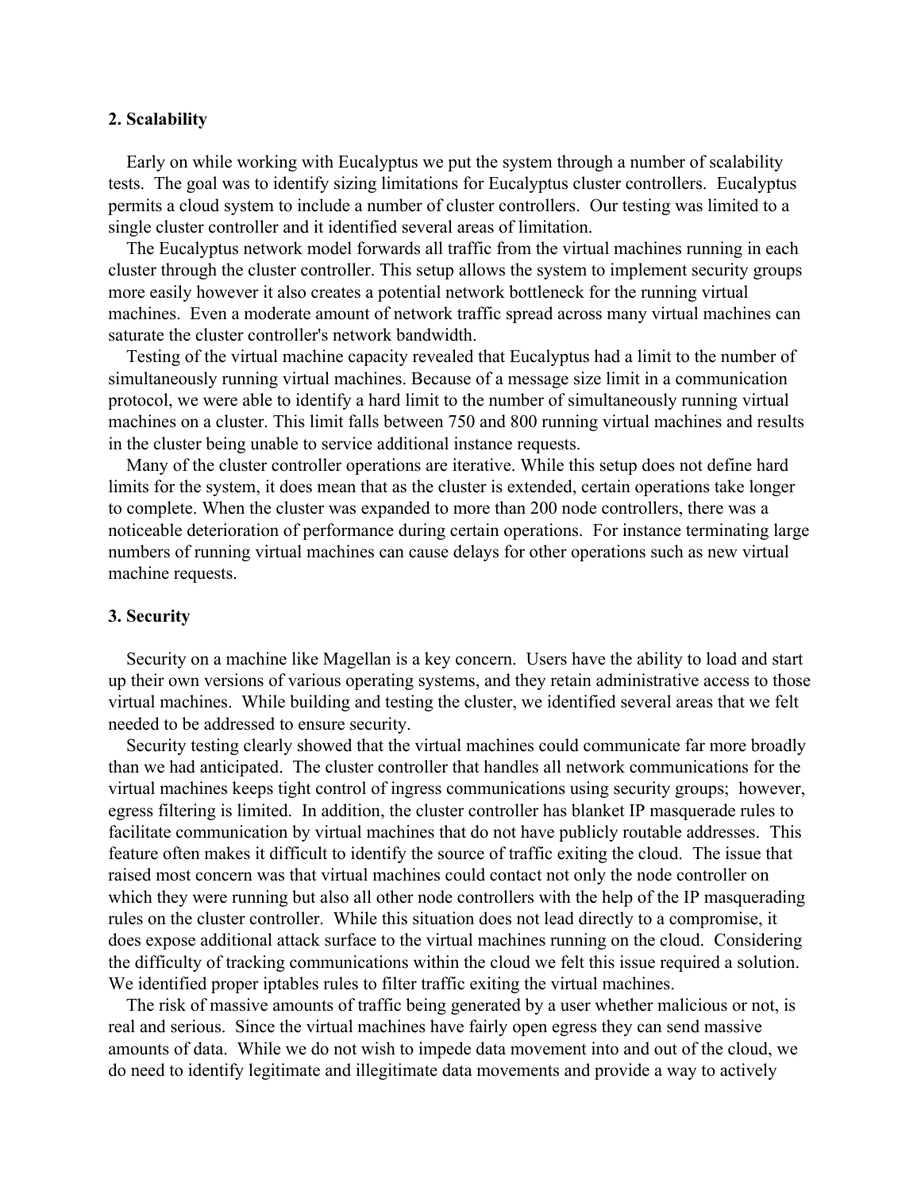## 2. Scalability

Early on while working with Eucalyptus we put the system through a number of scalability tests. The goal was to identify sizing limitations for Eucalyptus cluster controllers. Eucalyptus permits a cloud system to include a number of cluster controllers. Our testing was limited to a single cluster controller and it identified several areas of limitation.

The Eucalyptus network model forwards all traffic from the virtual machines running in each cluster through the cluster controller. This setup allows the system to implement security groups more easily however it also creates a potential network bottleneck for the running virtual machines. Even a moderate amount of network traffic spread across many virtual machines can saturate the cluster controller's network bandwidth.

Testing of the virtual machine capacity revealed that Eucalyptus had a limit to the number of simultaneously running virtual machines. Because of a message size limit in a communication protocol, we were able to identify a hard limit to the number of simultaneously running virtual machines on a cluster. This limit falls between 750 and 800 running virtual machines and results in the cluster being unable to service additional instance requests.

Many of the cluster controller operations are iterative. While this setup does not define hard limits for the system, it does mean that as the cluster is extended, certain operations take longer to complete. When the cluster was expanded to more than 200 node controllers, there was a noticeable deterioration of performance during certain operations. For instance terminating large numbers of running virtual machines can cause delays for other operations such as new virtual machine requests.

## 3. Security

Security on a machine like Magellan is a key concern. Users have the ability to load and start up their own versions of various operating systems, and they retain administrative access to those virtual machines. While building and testing the cluster, we identified several areas that we felt needed to be addressed to ensure security.

Security testing clearly showed that the virtual machines could communicate far more broadly than we had anticipated. The cluster controller that handles all network communications for the virtual machines keeps tight control of ingress communications using security groups; however, egress filtering is limited. In addition, the cluster controller has blanket IP masquerade rules to facilitate communication by virtual machines that do not have publicly routable addresses. This feature often makes it difficult to identify the source of traffic exiting the cloud. The issue that raised most concern was that virtual machines could contact not only the node controller on which they were running but also all other node controllers with the help of the IP masquerading rules on the cluster controller. While this situation does not lead directly to a compromise, it does expose additional attack surface to the virtual machines running on the cloud. Considering the difficulty of tracking communications within the cloud we felt this issue required a solution. We identified proper iptables rules to filter traffic exiting the virtual machines.

The risk of massive amounts of traffic being generated by a user whether malicious or not, is real and serious. Since the virtual machines have fairly open egress they can send massive amounts of data. While we do not wish to impede data movement into and out of the cloud, we do need to identify legitimate and illegitimate data movements and provide a way to actively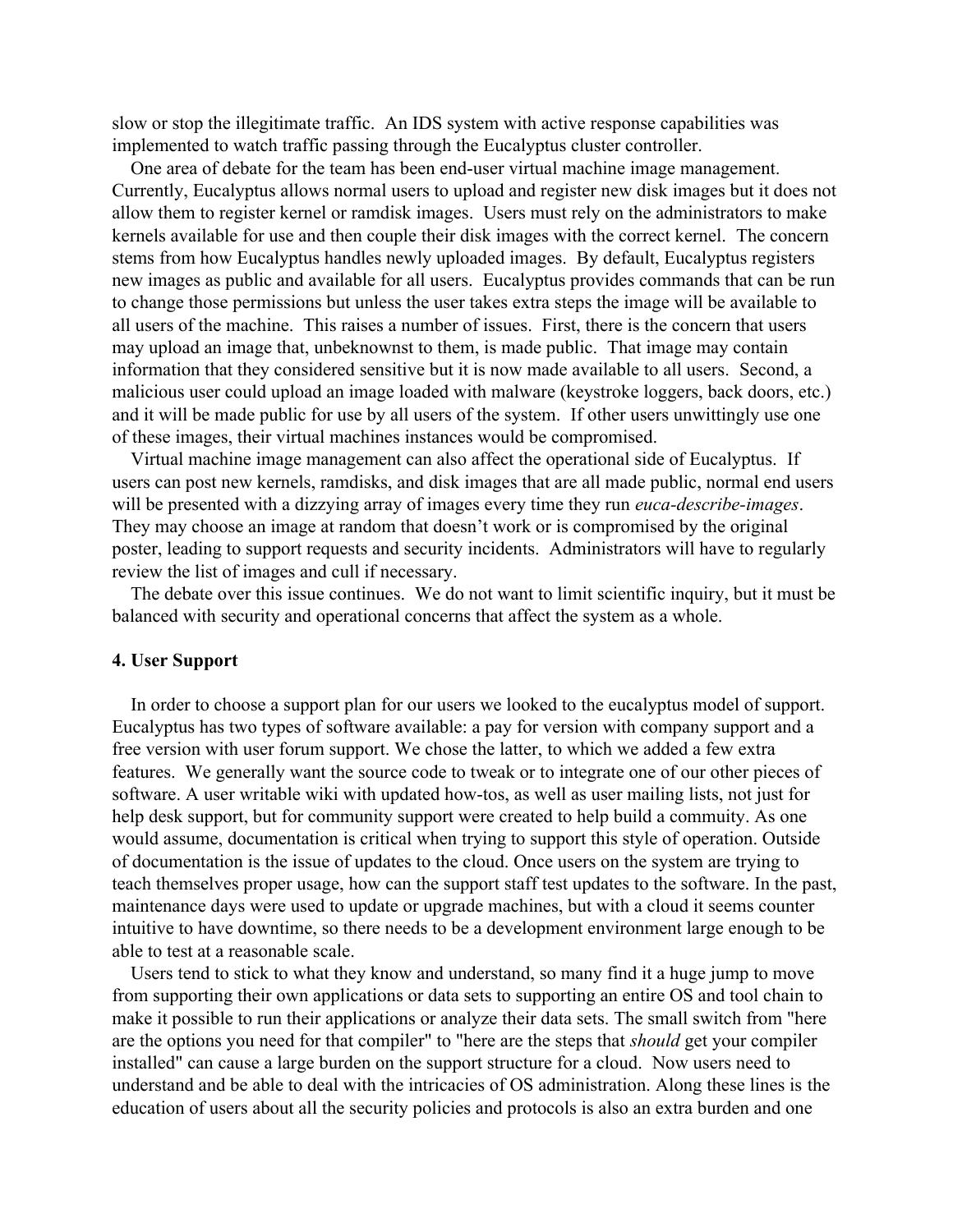slow or stop the illegitimate traffic. An IDS system with active response capabilities was implemented to watch traffic passing through the Eucalyptus cluster controller.

One area of debate for the team has been end-user virtual machine image management. Currently, Eucalyptus allows normal users to upload and register new disk images but it does not allow them to register kernel or ramdisk images. Users must rely on the administrators to make kernels available for use and then couple their disk images with the correct kernel. The concern stems from how Eucalyptus handles newly uploaded images. By default, Eucalyptus registers new images as public and available for all users. Eucalyptus provides commands that can be run to change those permissions but unless the user takes extra steps the image will be available to all users of the machine. This raises a number of issues. First, there is the concern that users may upload an image that, unbeknownst to them, is made public. That image may contain information that they considered sensitive but it is now made available to all users. Second, a malicious user could upload an image loaded with malware (keystroke loggers, back doors, etc.) and it will be made public for use by all users of the system. If other users unwittingly use one of these images, their virtual machines instances would be compromised.

Virtual machine image management can also affect the operational side of Eucalyptus. If users can post new kernels, ramdisks, and disk images that are all made public, normal end users will be presented with a dizzying array of images every time they run *euca-describe-images*. They may choose an image at random that doesn't work or is compromised by the original poster, leading to support requests and security incidents. Administrators will have to regularly review the list of images and cull if necessary.

The debate over this issue continues. We do not want to limit scientific inquiry, but it must be balanced with security and operational concerns that affect the system as a whole.

**4. User Support**

In order to choose a support plan for our users we looked to the eucalyptus model of support. Eucalyptus has two types of software available: a pay for version with company support and a free version with user forum support. We chose the latter, to which we added a few extra features. We generally want the source code to tweak or to integrate one of our other pieces of software. A user writable wiki with updated how-tos, as well as user mailing lists, not just for help desk support, but for community support were created to help build a commuity. As one would assume, documentation is critical when trying to support this style of operation. Outside of documentation is the issue of updates to the cloud. Once users on the system are trying to teach themselves proper usage, how can the support staff test updates to the software. In the past, maintenance days were used to update or upgrade machines, but with a cloud it seems counter intuitive to have downtime, so there needs to be a development environment large enough to be able to test at a reasonable scale.

Users tend to stick to what they know and understand, so many find it a huge jump to move from supporting their own applications or data sets to supporting an entire OS and tool chain to make it possible to run their applications or analyze their data sets. The small switch from "here are the options you need for that compiler" to "here are the steps that *should* get your compiler installed" can cause a large burden on the support structure for a cloud. Now users need to understand and be able to deal with the intricacies of OS administration. Along these lines is the education of users about all the security policies and protocols is also an extra burden and one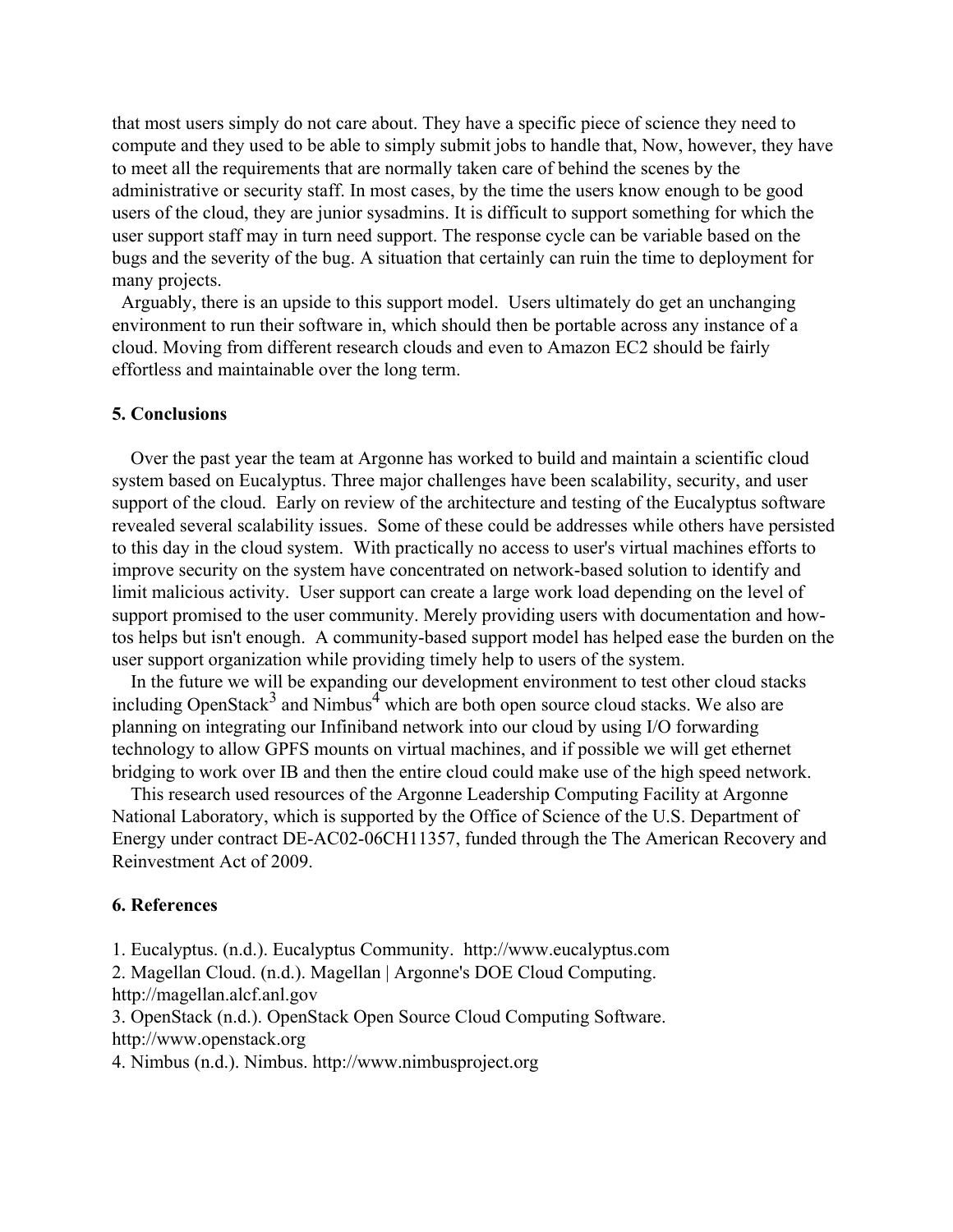that most users simply do not care about. They have a specific piece of science they need to compute and they used to be able to simply submit jobs to handle that, Now, however, they have to meet all the requirements that are normally taken care of behind the scenes by the administrative or security staff. In most cases, by the time the users know enough to be good users of the cloud, they are junior sysadmins. It is difficult to support something for which the user support staff may in turn need support. The response cycle can be variable based on the bugs and the severity of the bug. A situation that certainly can ruin the time to deployment for many projects.

Arguably, there is an upside to this support model. Users ultimately do get an unchanging environment to run their software in, which should then be portable across any instance of a cloud. Moving from different research clouds and even to Amazon EC2 should be fairly effortless and maintainable over the long term.

## 5. Conclusions

Over the past year the team at Argonne has worked to build and maintain a scientific cloud system based on Eucalyptus. Three major challenges have been scalability, security, and user support of the cloud. Early on review of the architecture and testing of the Eucalyptus software revealed several scalability issues. Some of these could be addresses while others have persisted to this day in the cloud system. With practically no access to user's virtual machines efforts to improve security on the system have concentrated on network-based solution to identify and limit malicious activity. User support can create a large work load depending on the level of support promised to the user community. Merely providing users with documentation and how-tos helps but isn't enough. A community-based support model has helped ease the burden on the user support organization while providing timely help to users of the system.

In the future we will be expanding our development environment to test other cloud stacks including OpenStack[3] and Nimbus[4] which are both open source cloud stacks. We also are planning on integrating our Infiniband network into our cloud by using I/O forwarding technology to allow GPFS mounts on virtual machines, and if possible we will get ethernet bridging to work over IB and then the entire cloud could make use of the high speed network.

This research used resources of the Argonne Leadership Computing Facility at Argonne National Laboratory, which is supported by the Office of Science of the U.S. Department of Energy under contract DE-AC02-06CH11357, funded through the The American Recovery and Reinvestment Act of 2009.

## 6. References

1. Eucalyptus. (n.d.). Eucalyptus Community. http://www.eucalyptus.com
2. Magellan Cloud. (n.d.). Magellan | Argonne's DOE Cloud Computing. http://magellan.alcf.anl.gov
3. OpenStack (n.d.). OpenStack Open Source Cloud Computing Software. http://www.openstack.org
4. Nimbus (n.d.). Nimbus. http://www.nimbusproject.org